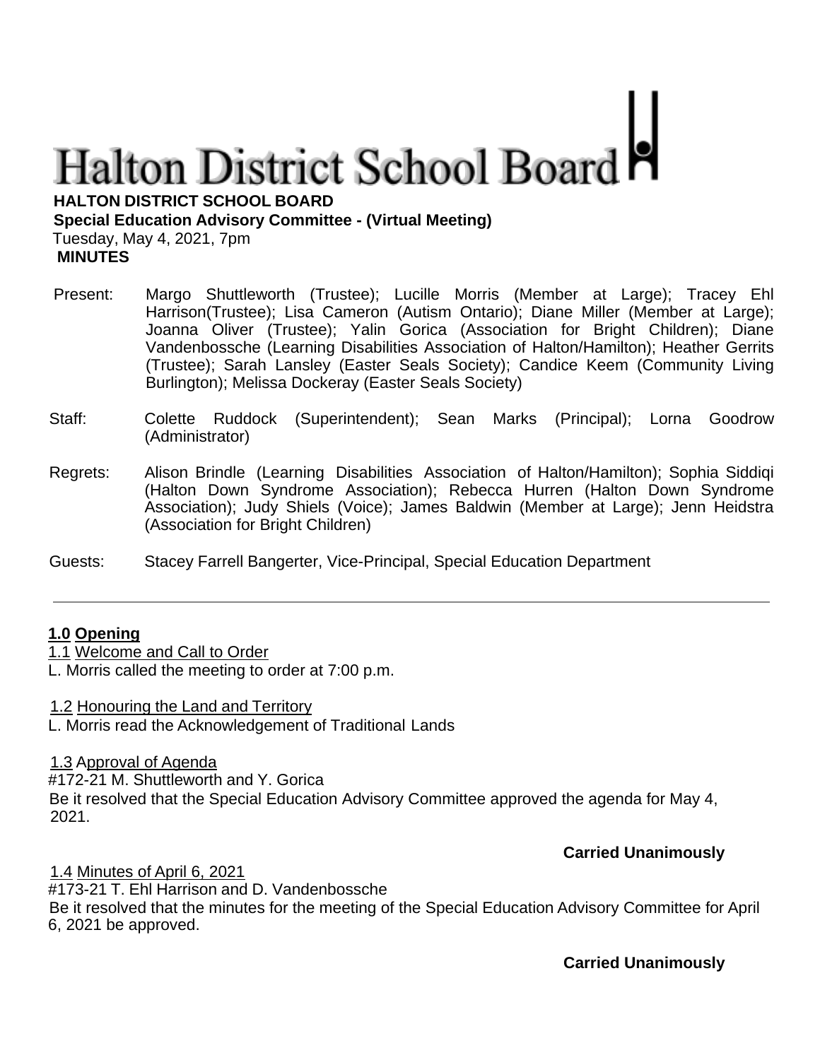# Halton District School Board

**HALTON DISTRICT SCHOOL BOARD**
**Special Education Advisory Committee - (Virtual Meeting)**
Tuesday, May 4, 2021, 7pm
**MINUTES**

Present: Margo Shuttleworth (Trustee); Lucille Morris (Member at Large); Tracey Ehl Harrison(Trustee); Lisa Cameron (Autism Ontario); Diane Miller (Member at Large); Joanna Oliver (Trustee); Yalin Gorica (Association for Bright Children); Diane Vandenbossche (Learning Disabilities Association of Halton/Hamilton); Heather Gerrits (Trustee); Sarah Lansley (Easter Seals Society); Candice Keem (Community Living Burlington); Melissa Dockeray (Easter Seals Society)

Staff: Colette Ruddock (Superintendent); Sean Marks (Principal); Lorna Goodrow (Administrator)

Regrets: Alison Brindle (Learning Disabilities Association of Halton/Hamilton); Sophia Siddiqi (Halton Down Syndrome Association); Rebecca Hurren (Halton Down Syndrome Association); Judy Shiels (Voice); James Baldwin (Member at Large); Jenn Heidstra (Association for Bright Children)

Guests: Stacey Farrell Bangerter, Vice-Principal, Special Education Department

---

**1.0 Opening**

1.1 Welcome and Call to Order

L. Morris called the meeting to order at 7:00 p.m.

1.2 Honouring the Land and Territory

L. Morris read the Acknowledgement of Traditional Lands

1.3 Approval of Agenda

#172-21 M. Shuttleworth and Y. Gorica
Be it resolved that the Special Education Advisory Committee approved the agenda for May 4, 2021.

**Carried Unanimously**

1.4 Minutes of April 6, 2021

#173-21 T. Ehl Harrison and D. Vandenbossche
Be it resolved that the minutes for the meeting of the Special Education Advisory Committee for April 6, 2021 be approved.

**Carried Unanimously**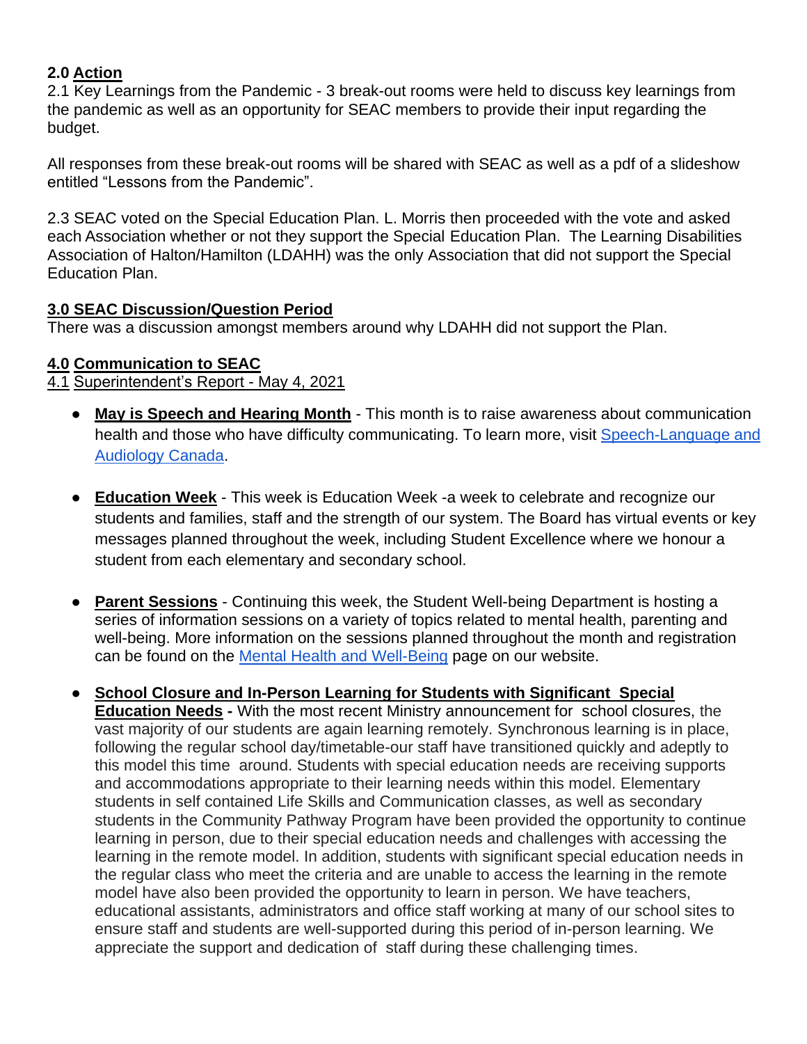**2.0 Action**

2.1 Key Learnings from the Pandemic - 3 break-out rooms were held to discuss key learnings from the pandemic as well as an opportunity for SEAC members to provide their input regarding the budget.

All responses from these break-out rooms will be shared with SEAC as well as a pdf of a slideshow entitled "Lessons from the Pandemic".

2.3 SEAC voted on the Special Education Plan. L. Morris then proceeded with the vote and asked each Association whether or not they support the Special Education Plan. The Learning Disabilities Association of Halton/Hamilton (LDAHH) was the only Association that did not support the Special Education Plan.

**3.0 SEAC Discussion/Question Period**

There was a discussion amongst members around why LDAHH did not support the Plan.

**4.0 Communication to SEAC**

4.1 Superintendent's Report - May 4, 2021

- **May is Speech and Hearing Month** - This month is to raise awareness about communication health and those who have difficulty communicating. To learn more, visit Speech-Language and Audiology Canada.

- **Education Week** - This week is Education Week -a week to celebrate and recognize our students and families, staff and the strength of our system. The Board has virtual events or key messages planned throughout the week, including Student Excellence where we honour a student from each elementary and secondary school.

- **Parent Sessions** - Continuing this week, the Student Well-being Department is hosting a series of information sessions on a variety of topics related to mental health, parenting and well-being. More information on the sessions planned throughout the month and registration can be found on the Mental Health and Well-Being page on our website.

- **School Closure and In-Person Learning for Students with Significant Special Education Needs -** With the most recent Ministry announcement for school closures, the vast majority of our students are again learning remotely. Synchronous learning is in place, following the regular school day/timetable-our staff have transitioned quickly and adeptly to this model this time around. Students with special education needs are receiving supports and accommodations appropriate to their learning needs within this model. Elementary students in self contained Life Skills and Communication classes, as well as secondary students in the Community Pathway Program have been provided the opportunity to continue learning in person, due to their special education needs and challenges with accessing the learning in the remote model. In addition, students with significant special education needs in the regular class who meet the criteria and are unable to access the learning in the remote model have also been provided the opportunity to learn in person. We have teachers, educational assistants, administrators and office staff working at many of our school sites to ensure staff and students are well-supported during this period of in-person learning. We appreciate the support and dedication of staff during these challenging times.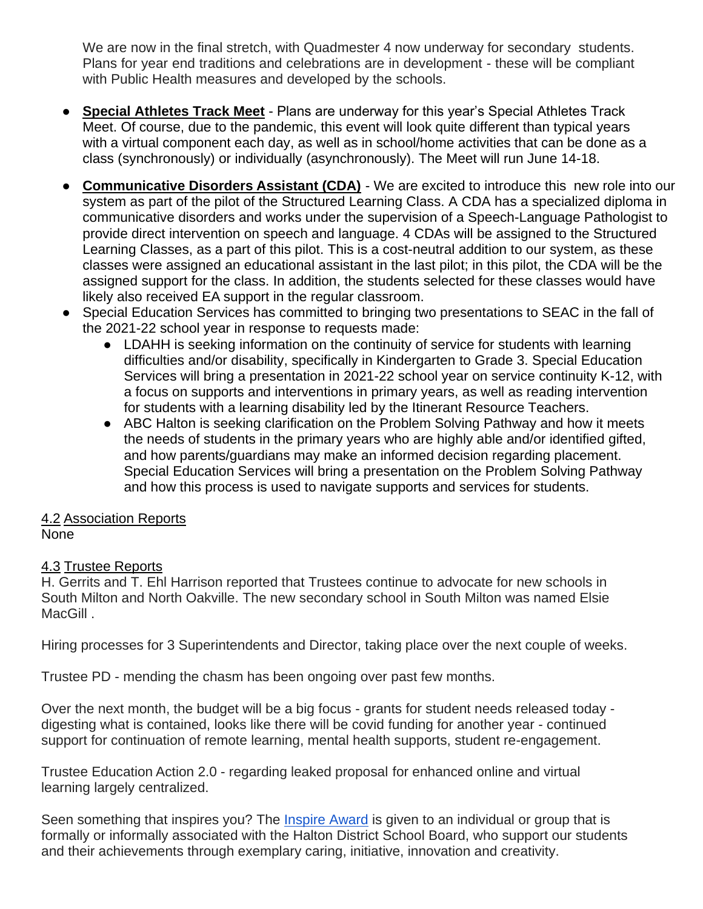We are now in the final stretch, with Quadmester 4 now underway for secondary students. Plans for year end traditions and celebrations are in development - these will be compliant with Public Health measures and developed by the schools.

- **Special Athletes Track Meet** - Plans are underway for this year's Special Athletes Track Meet. Of course, due to the pandemic, this event will look quite different than typical years with a virtual component each day, as well as in school/home activities that can be done as a class (synchronously) or individually (asynchronously). The Meet will run June 14-18.
- **Communicative Disorders Assistant (CDA)** - We are excited to introduce this new role into our system as part of the pilot of the Structured Learning Class. A CDA has a specialized diploma in communicative disorders and works under the supervision of a Speech-Language Pathologist to provide direct intervention on speech and language. 4 CDAs will be assigned to the Structured Learning Classes, as a part of this pilot. This is a cost-neutral addition to our system, as these classes were assigned an educational assistant in the last pilot; in this pilot, the CDA will be the assigned support for the class. In addition, the students selected for these classes would have likely also received EA support in the regular classroom.
- Special Education Services has committed to bringing two presentations to SEAC in the fall of the 2021-22 school year in response to requests made:
  - LDAHH is seeking information on the continuity of service for students with learning difficulties and/or disability, specifically in Kindergarten to Grade 3. Special Education Services will bring a presentation in 2021-22 school year on service continuity K-12, with a focus on supports and interventions in primary years, as well as reading intervention for students with a learning disability led by the Itinerant Resource Teachers.
  - ABC Halton is seeking clarification on the Problem Solving Pathway and how it meets the needs of students in the primary years who are highly able and/or identified gifted, and how parents/guardians may make an informed decision regarding placement. Special Education Services will bring a presentation on the Problem Solving Pathway and how this process is used to navigate supports and services for students.

4.2 Association Reports

None

4.3 Trustee Reports

H. Gerrits and T. Ehl Harrison reported that Trustees continue to advocate for new schools in South Milton and North Oakville. The new secondary school in South Milton was named Elsie MacGill .

Hiring processes for 3 Superintendents and Director, taking place over the next couple of weeks.

Trustee PD - mending the chasm has been ongoing over past few months.

Over the next month, the budget will be a big focus - grants for student needs released today - digesting what is contained, looks like there will be covid funding for another year - continued support for continuation of remote learning, mental health supports, student re-engagement.

Trustee Education Action 2.0 - regarding leaked proposal for enhanced online and virtual learning largely centralized.

Seen something that inspires you? The Inspire Award is given to an individual or group that is formally or informally associated with the Halton District School Board, who support our students and their achievements through exemplary caring, initiative, innovation and creativity.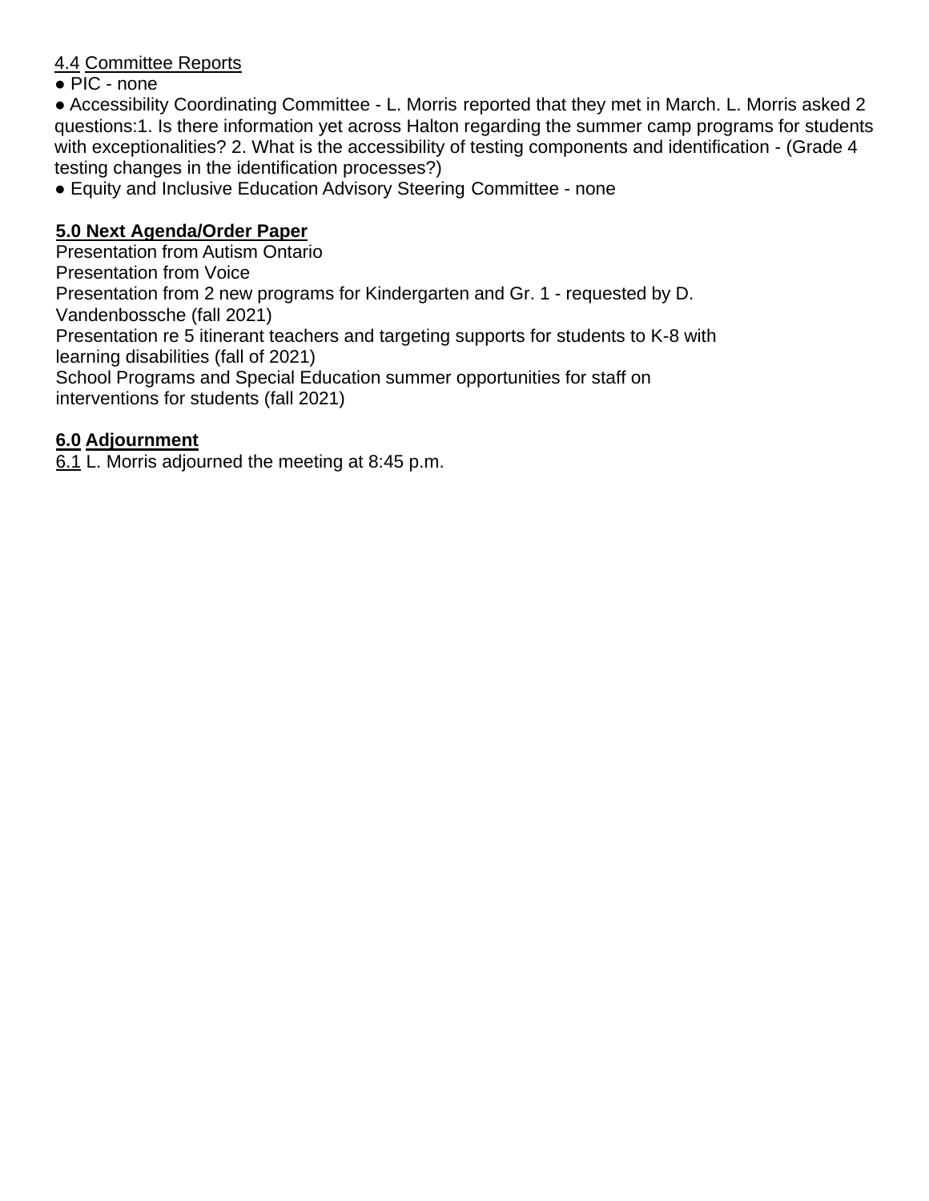4.4 Committee Reports

- PIC - none
- Accessibility Coordinating Committee - L. Morris reported that they met in March. L. Morris asked 2 questions:1. Is there information yet across Halton regarding the summer camp programs for students with exceptionalities? 2. What is the accessibility of testing components and identification - (Grade 4 testing changes in the identification processes?)
- Equity and Inclusive Education Advisory Steering Committee - none

**5.0 Next Agenda/Order Paper**

Presentation from Autism Ontario
Presentation from Voice
Presentation from 2 new programs for Kindergarten and Gr. 1 - requested by D. Vandenbossche (fall 2021)
Presentation re 5 itinerant teachers and targeting supports for students to K-8 with learning disabilities (fall of 2021)
School Programs and Special Education summer opportunities for staff on interventions for students (fall 2021)

**6.0 Adjournment**

6.1 L. Morris adjourned the meeting at 8:45 p.m.